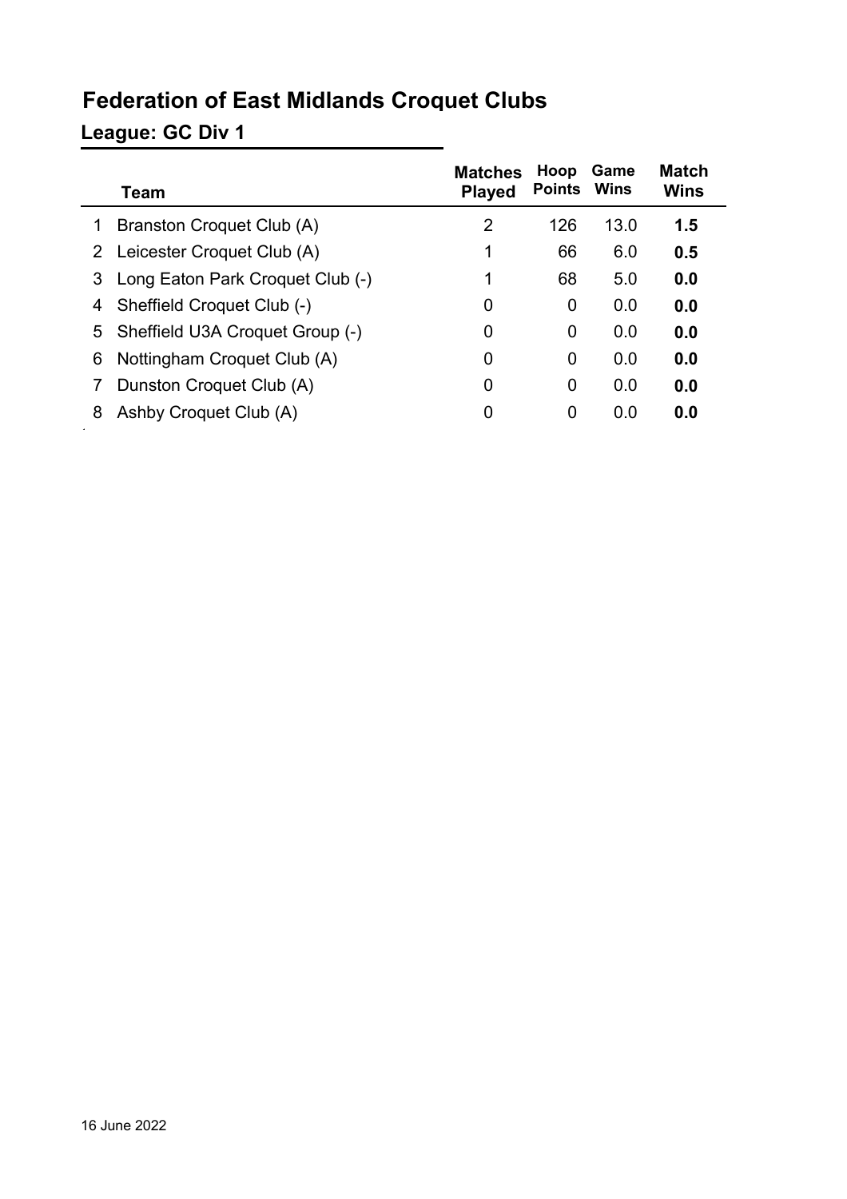# Federation of East Midlands Croquet Clubs

## League: GC Div 1

| | Team | Matches Played | Hoop Points | Game Wins | Match Wins |
|---|---|---|---|---|---|
| 1 | Branston Croquet Club (A) | 2 | 126 | 13.0 | **1.5** |
| 2 | Leicester Croquet Club (A) | 1 | 66 | 6.0 | **0.5** |
| 3 | Long Eaton Park Croquet Club (-) | 1 | 68 | 5.0 | **0.0** |
| 4 | Sheffield Croquet Club (-) | 0 | 0 | 0.0 | **0.0** |
| 5 | Sheffield U3A Croquet Group (-) | 0 | 0 | 0.0 | **0.0** |
| 6 | Nottingham Croquet Club (A) | 0 | 0 | 0.0 | **0.0** |
| 7 | Dunston Croquet Club (A) | 0 | 0 | 0.0 | **0.0** |
| 8 | Ashby Croquet Club (A) | 0 | 0 | 0.0 | **0.0** |

16 June 2022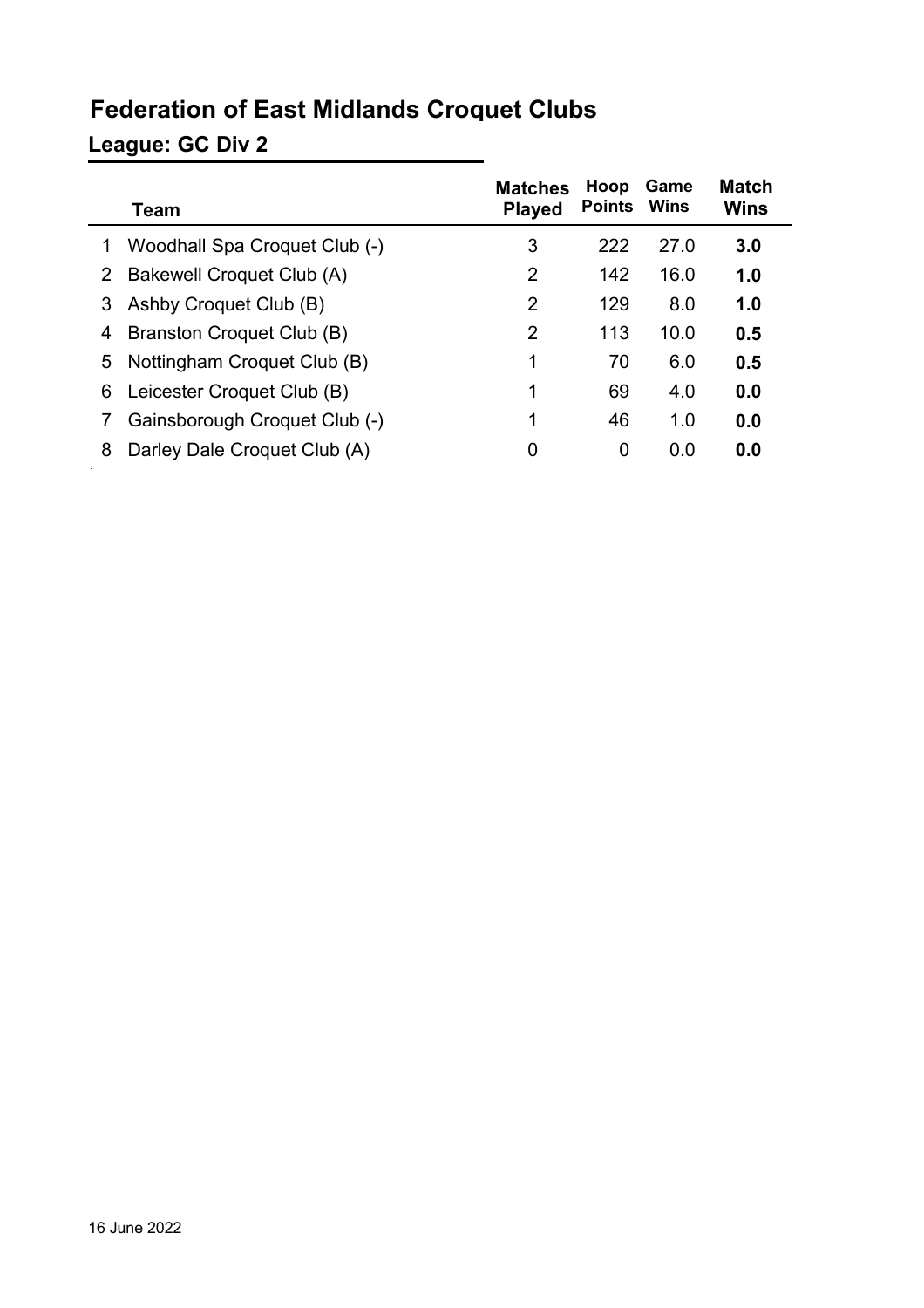# Federation of East Midlands Croquet Clubs

## League: GC Div 2

| | Team | Matches Played | Hoop Points | Game Wins | Match Wins |
|---|---|---|---|---|---|
| 1 | Woodhall Spa Croquet Club (-) | 3 | 222 | 27.0 | **3.0** |
| 2 | Bakewell Croquet Club (A) | 2 | 142 | 16.0 | **1.0** |
| 3 | Ashby Croquet Club (B) | 2 | 129 | 8.0 | **1.0** |
| 4 | Branston Croquet Club (B) | 2 | 113 | 10.0 | **0.5** |
| 5 | Nottingham Croquet Club (B) | 1 | 70 | 6.0 | **0.5** |
| 6 | Leicester Croquet Club (B) | 1 | 69 | 4.0 | **0.0** |
| 7 | Gainsborough Croquet Club (-) | 1 | 46 | 1.0 | **0.0** |
| 8 | Darley Dale Croquet Club (A) | 0 | 0 | 0.0 | **0.0** |

16 June 2022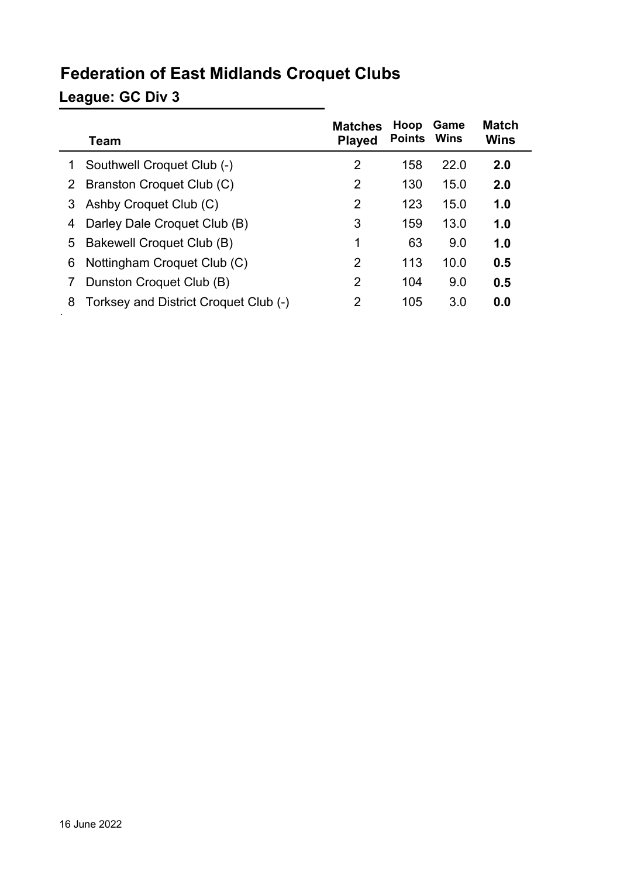# Federation of East Midlands Croquet Clubs

## League: GC Div 3

| | Team | Matches Played | Hoop Points | Game Wins | Match Wins |
|---|---|---|---|---|---|
| 1 | Southwell Croquet Club (-) | 2 | 158 | 22.0 | **2.0** |
| 2 | Branston Croquet Club (C) | 2 | 130 | 15.0 | **2.0** |
| 3 | Ashby Croquet Club (C) | 2 | 123 | 15.0 | **1.0** |
| 4 | Darley Dale Croquet Club (B) | 3 | 159 | 13.0 | **1.0** |
| 5 | Bakewell Croquet Club (B) | 1 | 63 | 9.0 | **1.0** |
| 6 | Nottingham Croquet Club (C) | 2 | 113 | 10.0 | **0.5** |
| 7 | Dunston Croquet Club (B) | 2 | 104 | 9.0 | **0.5** |
| 8 | Torksey and District Croquet Club (-) | 2 | 105 | 3.0 | **0.0** |

16 June 2022